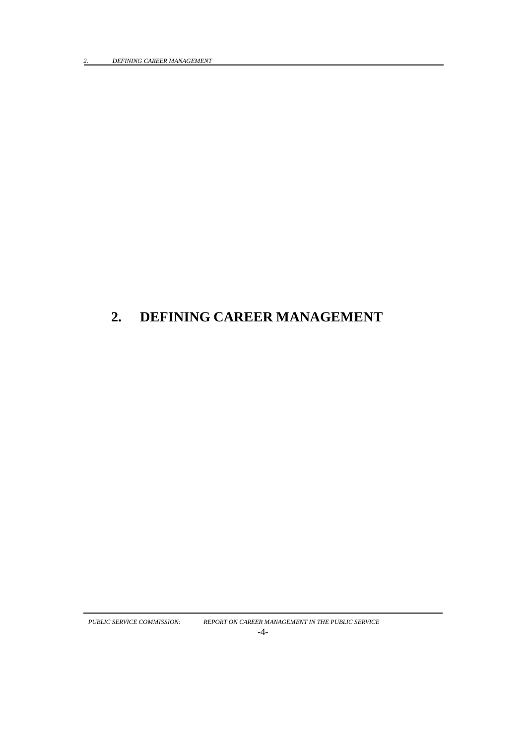# 2. DEFINING CAREER MANAGEMENT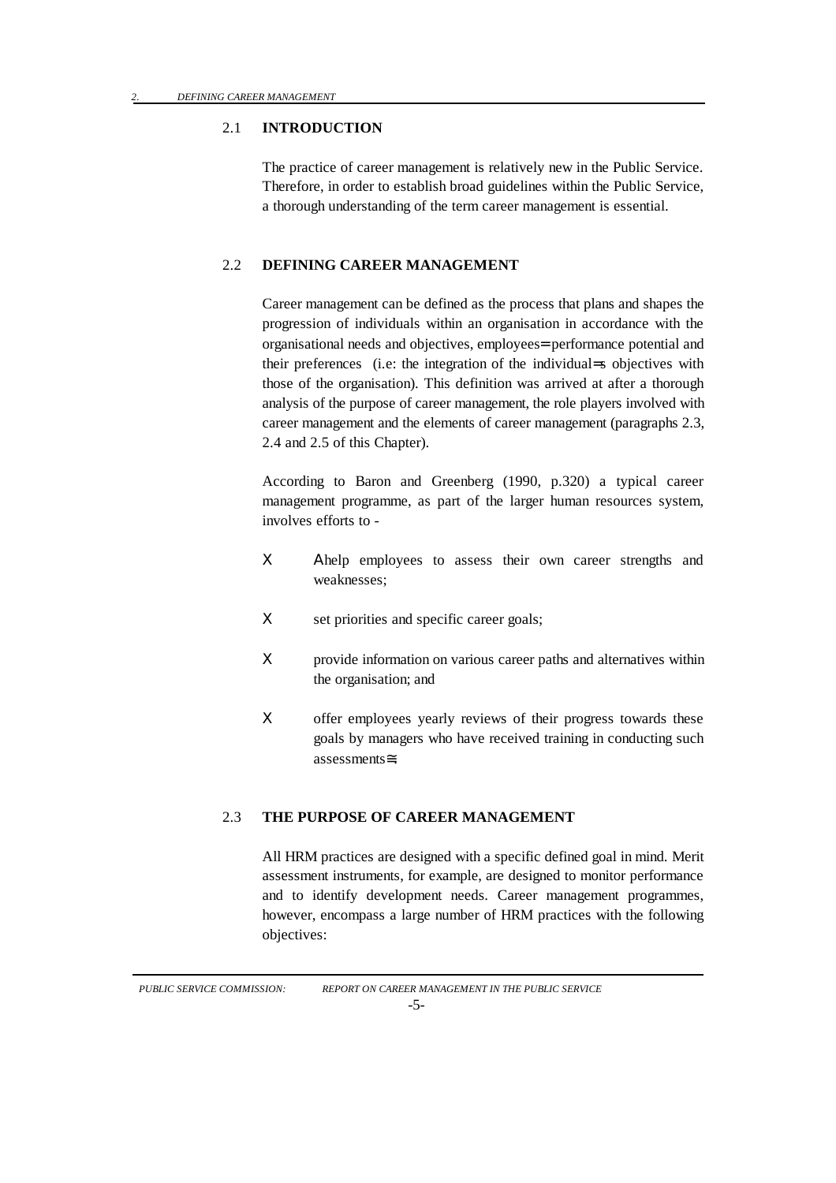## 2.1 INTRODUCTION

The practice of career management is relatively new in the Public Service. Therefore, in order to establish broad guidelines within the Public Service, a thorough understanding of the term career management is essential.

## 2.2 DEFINING CAREER MANAGEMENT

Career management can be defined as the process that plans and shapes the progression of individuals within an organisation in accordance with the organisational needs and objectives, employees= performance potential and their preferences (i.e: the integration of the individual=s objectives with those of the organisation). This definition was arrived at after a thorough analysis of the purpose of career management, the role players involved with career management and the elements of career management (paragraphs 2.3, 2.4 and 2.5 of this Chapter).

According to Baron and Greenberg (1990, p.320) a typical career management programme, as part of the larger human resources system, involves efforts to -

- Ahelp employees to assess their own career strengths and weaknesses;
- set priorities and specific career goals;
- provide information on various career paths and alternatives within the organisation; and
- offer employees yearly reviews of their progress towards these goals by managers who have received training in conducting such assessments≅.

## 2.3 THE PURPOSE OF CAREER MANAGEMENT

All HRM practices are designed with a specific defined goal in mind. Merit assessment instruments, for example, are designed to monitor performance and to identify development needs. Career management programmes, however, encompass a large number of HRM practices with the following objectives: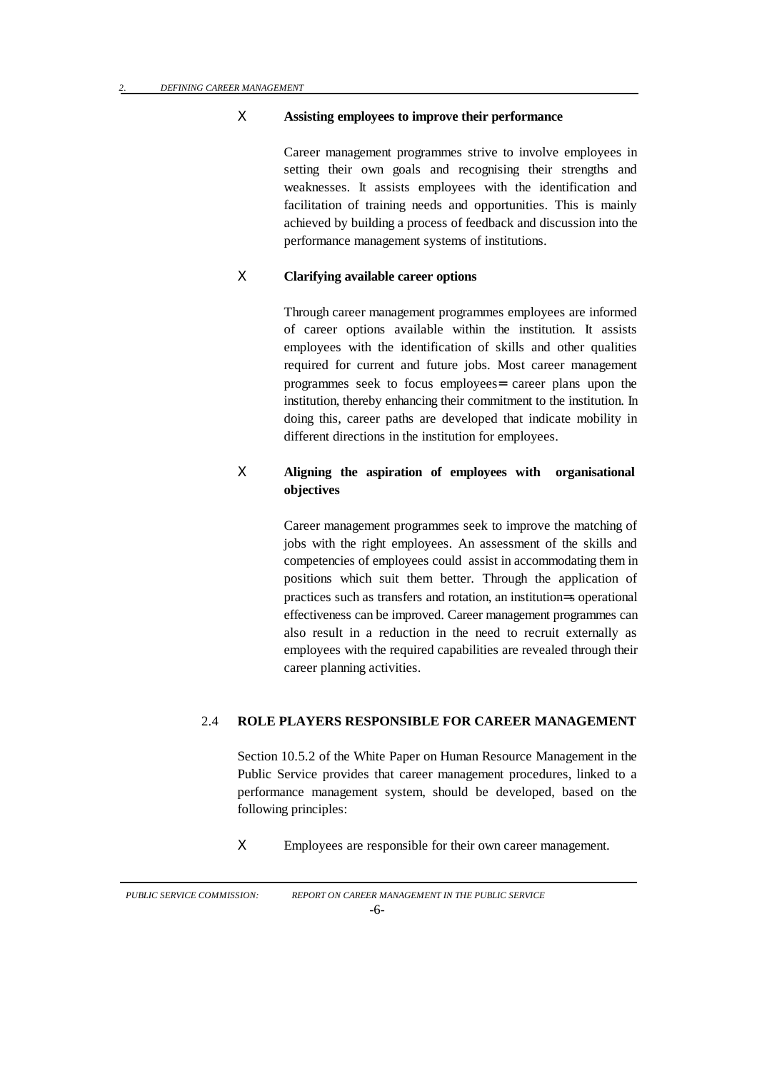- **Assisting employees to improve their performance**

  Career management programmes strive to involve employees in setting their own goals and recognising their strengths and weaknesses. It assists employees with the identification and facilitation of training needs and opportunities. This is mainly achieved by building a process of feedback and discussion into the performance management systems of institutions.

- **Clarifying available career options**

  Through career management programmes employees are informed of career options available within the institution. It assists employees with the identification of skills and other qualities required for current and future jobs. Most career management programmes seek to focus employees= career plans upon the institution, thereby enhancing their commitment to the institution. In doing this, career paths are developed that indicate mobility in different directions in the institution for employees.

- **Aligning the aspiration of employees with organisational objectives**

  Career management programmes seek to improve the matching of jobs with the right employees. An assessment of the skills and competencies of employees could assist in accommodating them in positions which suit them better. Through the application of practices such as transfers and rotation, an institution=s operational effectiveness can be improved. Career management programmes can also result in a reduction in the need to recruit externally as employees with the required capabilities are revealed through their career planning activities.

## 2.4 ROLE PLAYERS RESPONSIBLE FOR CAREER MANAGEMENT

Section 10.5.2 of the White Paper on Human Resource Management in the Public Service provides that career management procedures, linked to a performance management system, should be developed, based on the following principles:

- Employees are responsible for their own career management.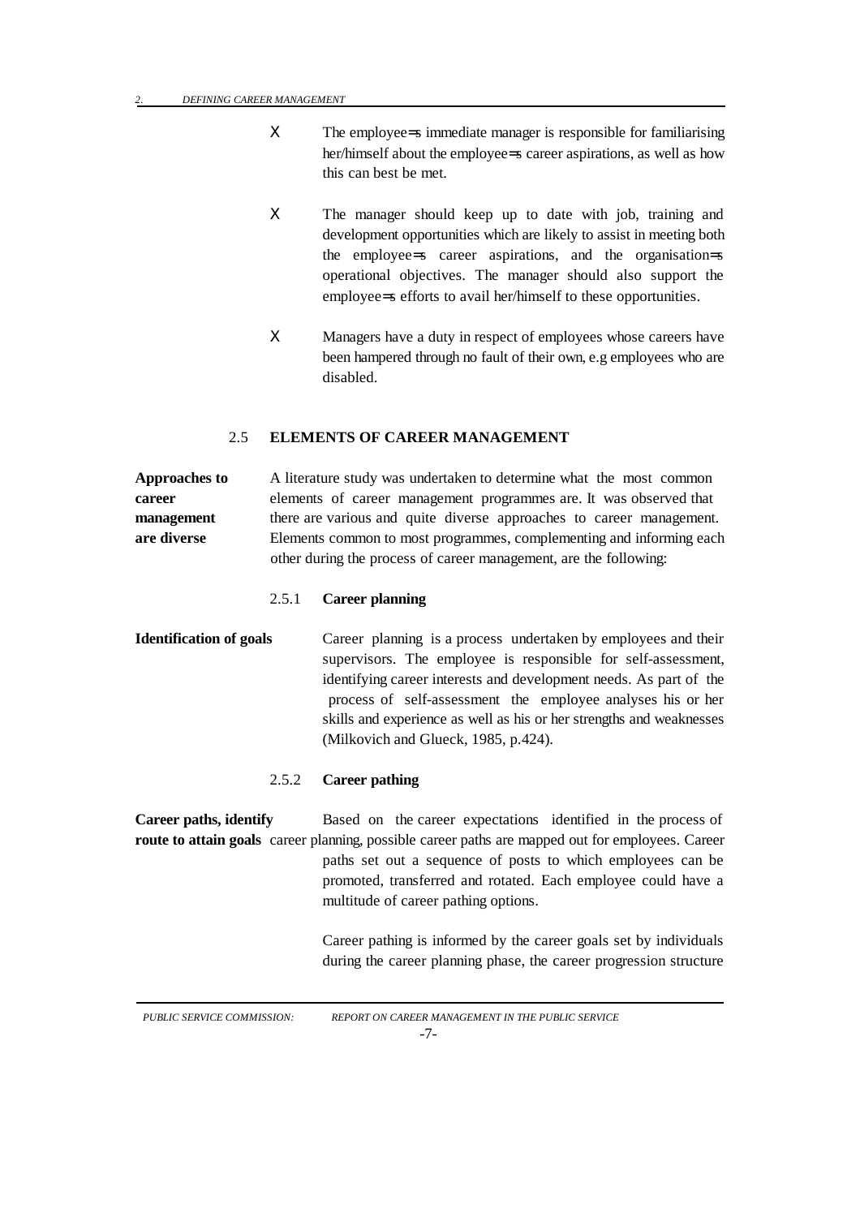- The employee=s immediate manager is responsible for familiarising her/himself about the employee=s career aspirations, as well as how this can best be met.

- The manager should keep up to date with job, training and development opportunities which are likely to assist in meeting both the employee=s career aspirations, and the organisation=s operational objectives. The manager should also support the employee=s efforts to avail her/himself to these opportunities.

- Managers have a duty in respect of employees whose careers have been hampered through no fault of their own, e.g employees who are disabled.

## 2.5 ELEMENTS OF CAREER MANAGEMENT

**Approaches to career management are diverse**

A literature study was undertaken to determine what the most common elements of career management programmes are. It was observed that there are various and quite diverse approaches to career management. Elements common to most programmes, complementing and informing each other during the process of career management, are the following:

### 2.5.1 Career planning

**Identification of goals**

Career planning is a process undertaken by employees and their supervisors. The employee is responsible for self-assessment, identifying career interests and development needs. As part of the process of self-assessment the employee analyses his or her skills and experience as well as his or her strengths and weaknesses (Milkovich and Glueck, 1985, p.424).

### 2.5.2 Career pathing

**Career paths, identify route to attain goals**

Based on the career expectations identified in the process of career planning, possible career paths are mapped out for employees. Career paths set out a sequence of posts to which employees can be promoted, transferred and rotated. Each employee could have a multitude of career pathing options.

Career pathing is informed by the career goals set by individuals during the career planning phase, the career progression structure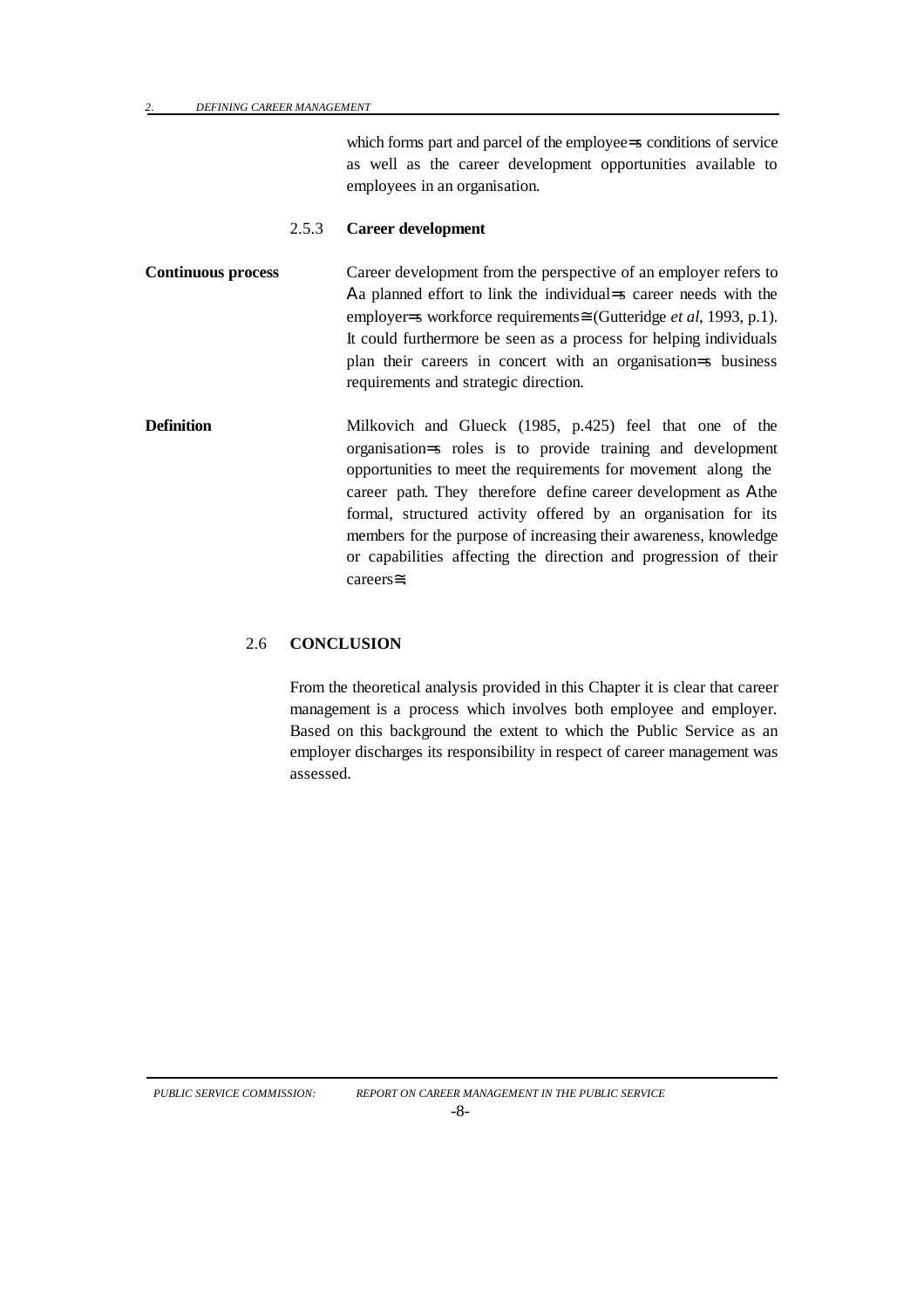which forms part and parcel of the employee=s conditions of service as well as the career development opportunities available to employees in an organisation.

### 2.5.3 Career development

**Continuous process**

Career development from the perspective of an employer refers to Aa planned effort to link the individual=s career needs with the employer=s workforce requirements≅ (Gutteridge *et al*, 1993, p.1). It could furthermore be seen as a process for helping individuals plan their careers in concert with an organisation=s business requirements and strategic direction.

**Definition**

Milkovich and Glueck (1985, p.425) feel that one of the organisation=s roles is to provide training and development opportunities to meet the requirements for movement along the career path. They therefore define career development as Athe formal, structured activity offered by an organisation for its members for the purpose of increasing their awareness, knowledge or capabilities affecting the direction and progression of their careers≅.

## 2.6 CONCLUSION

From the theoretical analysis provided in this Chapter it is clear that career management is a process which involves both employee and employer. Based on this background the extent to which the Public Service as an employer discharges its responsibility in respect of career management was assessed.